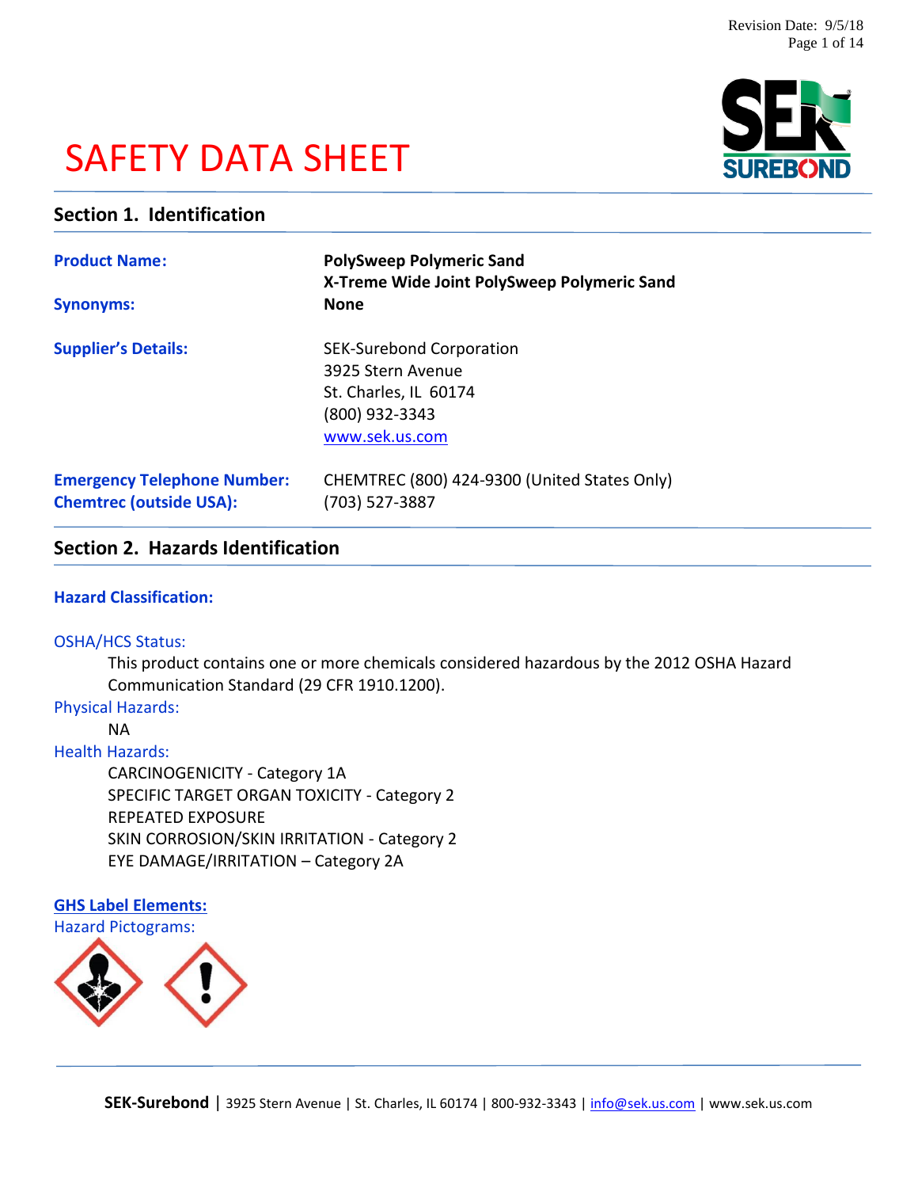# SAFETY DATA SHEET

## Section 1. Identification

**Product Name:** **PolySweep Polymeric Sand**
**X-Treme Wide Joint PolySweep Polymeric Sand**

**Synonyms:** **None**

**Supplier's Details:**
SEK-Surebond Corporation
3925 Stern Avenue
St. Charles, IL 60174
(800) 932-3343
www.sek.us.com

**Emergency Telephone Number:** CHEMTREC (800) 424-9300 (United States Only)
**Chemtrec (outside USA):** (703) 527-3887

## Section 2. Hazards Identification

### Hazard Classification:

OSHA/HCS Status:

This product contains one or more chemicals considered hazardous by the 2012 OSHA Hazard Communication Standard (29 CFR 1910.1200).

Physical Hazards:

NA

Health Hazards:

CARCINOGENICITY - Category 1A
SPECIFIC TARGET ORGAN TOXICITY - Category 2
REPEATED EXPOSURE
SKIN CORROSION/SKIN IRRITATION - Category 2
EYE DAMAGE/IRRITATION – Category 2A

### GHS Label Elements:

Hazard Pictograms: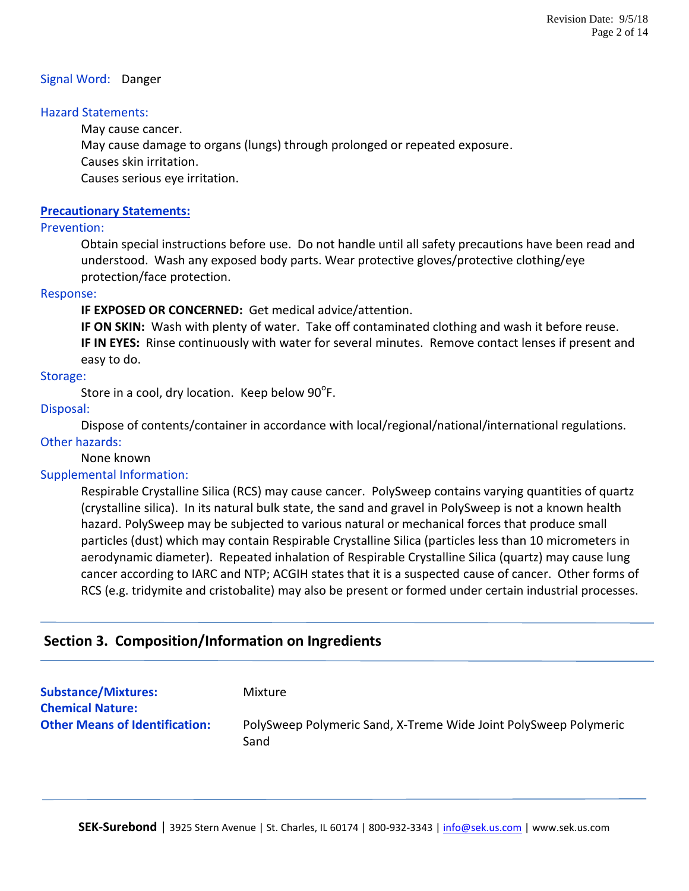Signal Word: Danger

Hazard Statements:

May cause cancer.
May cause damage to organs (lungs) through prolonged or repeated exposure.
Causes skin irritation.
Causes serious eye irritation.

**Precautionary Statements:**

Prevention:

Obtain special instructions before use. Do not handle until all safety precautions have been read and understood. Wash any exposed body parts. Wear protective gloves/protective clothing/eye protection/face protection.

Response:

**IF EXPOSED OR CONCERNED:** Get medical advice/attention.
**IF ON SKIN:** Wash with plenty of water. Take off contaminated clothing and wash it before reuse.
**IF IN EYES:** Rinse continuously with water for several minutes. Remove contact lenses if present and easy to do.

Storage:

Store in a cool, dry location. Keep below 90°F.

Disposal:

Dispose of contents/container in accordance with local/regional/national/international regulations.

Other hazards:

None known

Supplemental Information:

Respirable Crystalline Silica (RCS) may cause cancer. PolySweep contains varying quantities of quartz (crystalline silica). In its natural bulk state, the sand and gravel in PolySweep is not a known health hazard. PolySweep may be subjected to various natural or mechanical forces that produce small particles (dust) which may contain Respirable Crystalline Silica (particles less than 10 micrometers in aerodynamic diameter). Repeated inhalation of Respirable Crystalline Silica (quartz) may cause lung cancer according to IARC and NTP; ACGIH states that it is a suspected cause of cancer. Other forms of RCS (e.g. tridymite and cristobalite) may also be present or formed under certain industrial processes.

## Section 3. Composition/Information on Ingredients

**Substance/Mixtures:** Mixture
**Chemical Nature:**
**Other Means of Identification:** PolySweep Polymeric Sand, X-Treme Wide Joint PolySweep Polymeric Sand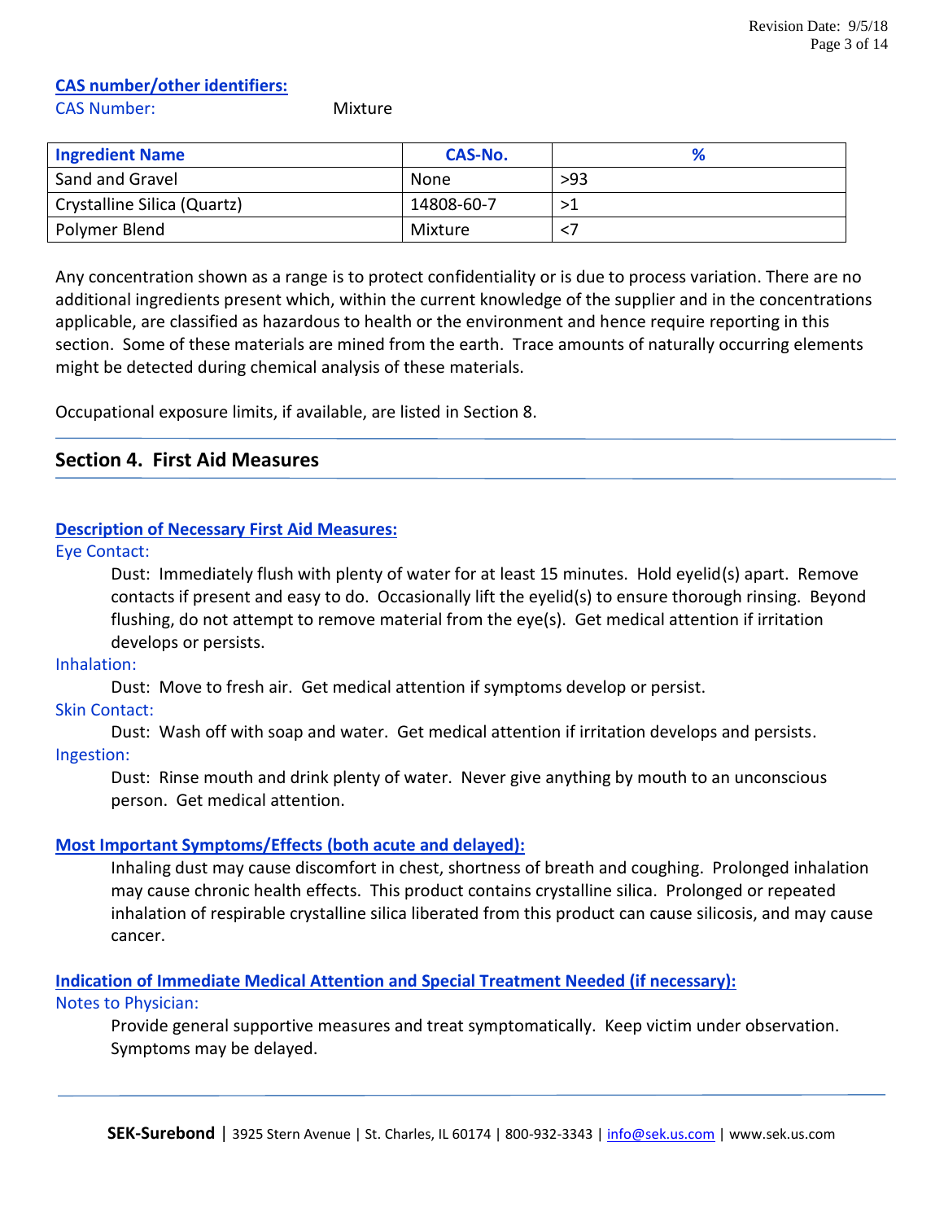**CAS number/other identifiers:**

CAS Number: Mixture

| Ingredient Name | CAS-No. | % |
| --- | --- | --- |
| Sand and Gravel | None | >93 |
| Crystalline Silica (Quartz) | 14808-60-7 | >1 |
| Polymer Blend | Mixture | <7 |

Any concentration shown as a range is to protect confidentiality or is due to process variation. There are no additional ingredients present which, within the current knowledge of the supplier and in the concentrations applicable, are classified as hazardous to health or the environment and hence require reporting in this section. Some of these materials are mined from the earth. Trace amounts of naturally occurring elements might be detected during chemical analysis of these materials.

Occupational exposure limits, if available, are listed in Section 8.

## Section 4. First Aid Measures

**Description of Necessary First Aid Measures:**

Eye Contact:

Dust: Immediately flush with plenty of water for at least 15 minutes. Hold eyelid(s) apart. Remove contacts if present and easy to do. Occasionally lift the eyelid(s) to ensure thorough rinsing. Beyond flushing, do not attempt to remove material from the eye(s). Get medical attention if irritation develops or persists.

Inhalation:

Dust: Move to fresh air. Get medical attention if symptoms develop or persist.

Skin Contact:

Dust: Wash off with soap and water. Get medical attention if irritation develops and persists.

Ingestion:

Dust: Rinse mouth and drink plenty of water. Never give anything by mouth to an unconscious person. Get medical attention.

**Most Important Symptoms/Effects (both acute and delayed):**

Inhaling dust may cause discomfort in chest, shortness of breath and coughing. Prolonged inhalation may cause chronic health effects. This product contains crystalline silica. Prolonged or repeated inhalation of respirable crystalline silica liberated from this product can cause silicosis, and may cause cancer.

**Indication of Immediate Medical Attention and Special Treatment Needed (if necessary):**

Notes to Physician:

Provide general supportive measures and treat symptomatically. Keep victim under observation. Symptoms may be delayed.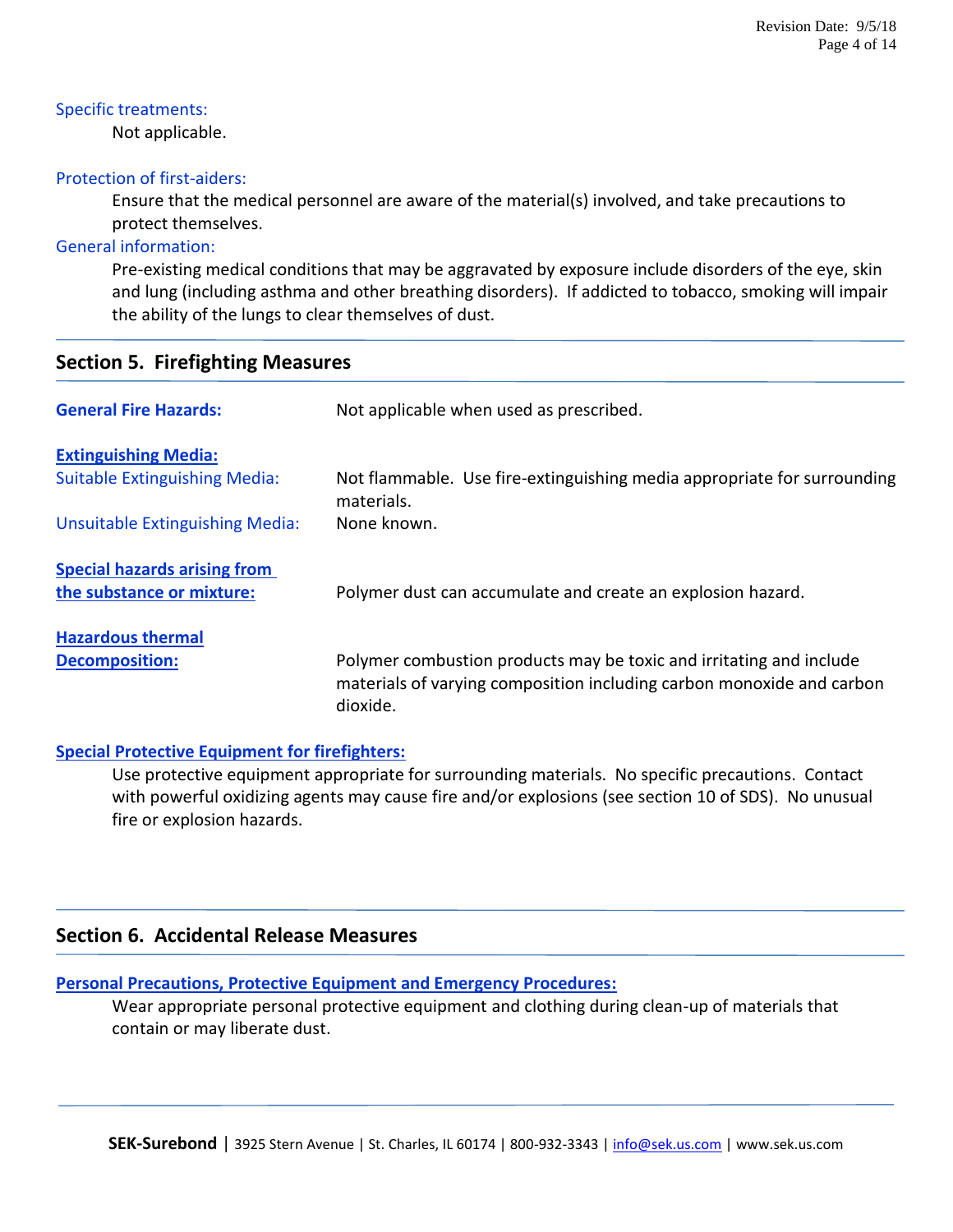**Specific treatments:**

Not applicable.

**Protection of first-aiders:**

Ensure that the medical personnel are aware of the material(s) involved, and take precautions to protect themselves.

**General information:**

Pre-existing medical conditions that may be aggravated by exposure include disorders of the eye, skin and lung (including asthma and other breathing disorders). If addicted to tobacco, smoking will impair the ability of the lungs to clear themselves of dust.

## Section 5. Firefighting Measures

**General Fire Hazards:** Not applicable when used as prescribed.

**Extinguishing Media:**

Suitable Extinguishing Media: Not flammable. Use fire-extinguishing media appropriate for surrounding materials.

Unsuitable Extinguishing Media: None known.

**Special hazards arising from the substance or mixture:** Polymer dust can accumulate and create an explosion hazard.

**Hazardous thermal Decomposition:** Polymer combustion products may be toxic and irritating and include materials of varying composition including carbon monoxide and carbon dioxide.

**Special Protective Equipment for firefighters:**

Use protective equipment appropriate for surrounding materials. No specific precautions. Contact with powerful oxidizing agents may cause fire and/or explosions (see section 10 of SDS). No unusual fire or explosion hazards.

## Section 6. Accidental Release Measures

**Personal Precautions, Protective Equipment and Emergency Procedures:**

Wear appropriate personal protective equipment and clothing during clean-up of materials that contain or may liberate dust.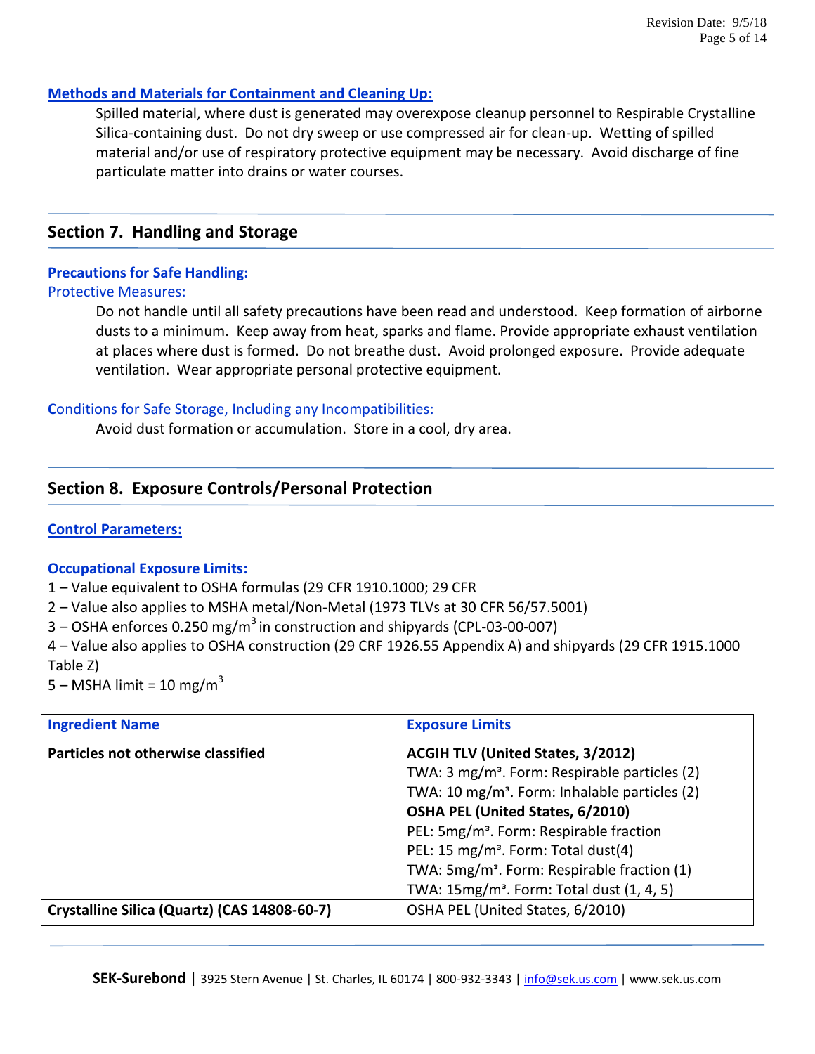**Methods and Materials for Containment and Cleaning Up:**

Spilled material, where dust is generated may overexpose cleanup personnel to Respirable Crystalline Silica-containing dust. Do not dry sweep or use compressed air for clean-up. Wetting of spilled material and/or use of respiratory protective equipment may be necessary. Avoid discharge of fine particulate matter into drains or water courses.

## Section 7. Handling and Storage

**Precautions for Safe Handling:**

Protective Measures:

Do not handle until all safety precautions have been read and understood. Keep formation of airborne dusts to a minimum. Keep away from heat, sparks and flame. Provide appropriate exhaust ventilation at places where dust is formed. Do not breathe dust. Avoid prolonged exposure. Provide adequate ventilation. Wear appropriate personal protective equipment.

Conditions for Safe Storage, Including any Incompatibilities:

Avoid dust formation or accumulation. Store in a cool, dry area.

## Section 8. Exposure Controls/Personal Protection

**Control Parameters:**

**Occupational Exposure Limits:**

1 – Value equivalent to OSHA formulas (29 CFR 1910.1000; 29 CFR
2 – Value also applies to MSHA metal/Non-Metal (1973 TLVs at 30 CFR 56/57.5001)
3 – OSHA enforces 0.250 mg/m$^3$ in construction and shipyards (CPL-03-00-007)
4 – Value also applies to OSHA construction (29 CRF 1926.55 Appendix A) and shipyards (29 CFR 1915.1000 Table Z)
5 – MSHA limit = 10 mg/m$^3$

| Ingredient Name | Exposure Limits |
|---|---|
| **Particles not otherwise classified** | **ACGIH TLV (United States, 3/2012)**<br>TWA: 3 mg/m$^3$. Form: Respirable particles (2)<br>TWA: 10 mg/m$^3$. Form: Inhalable particles (2)<br>**OSHA PEL (United States, 6/2010)**<br>PEL: 5mg/m$^3$. Form: Respirable fraction<br>PEL: 15 mg/m$^3$. Form: Total dust(4)<br>TWA: 5mg/m$^3$. Form: Respirable fraction (1)<br>TWA: 15mg/m$^3$. Form: Total dust (1, 4, 5) |
| **Crystalline Silica (Quartz) (CAS 14808-60-7)** | OSHA PEL (United States, 6/2010) |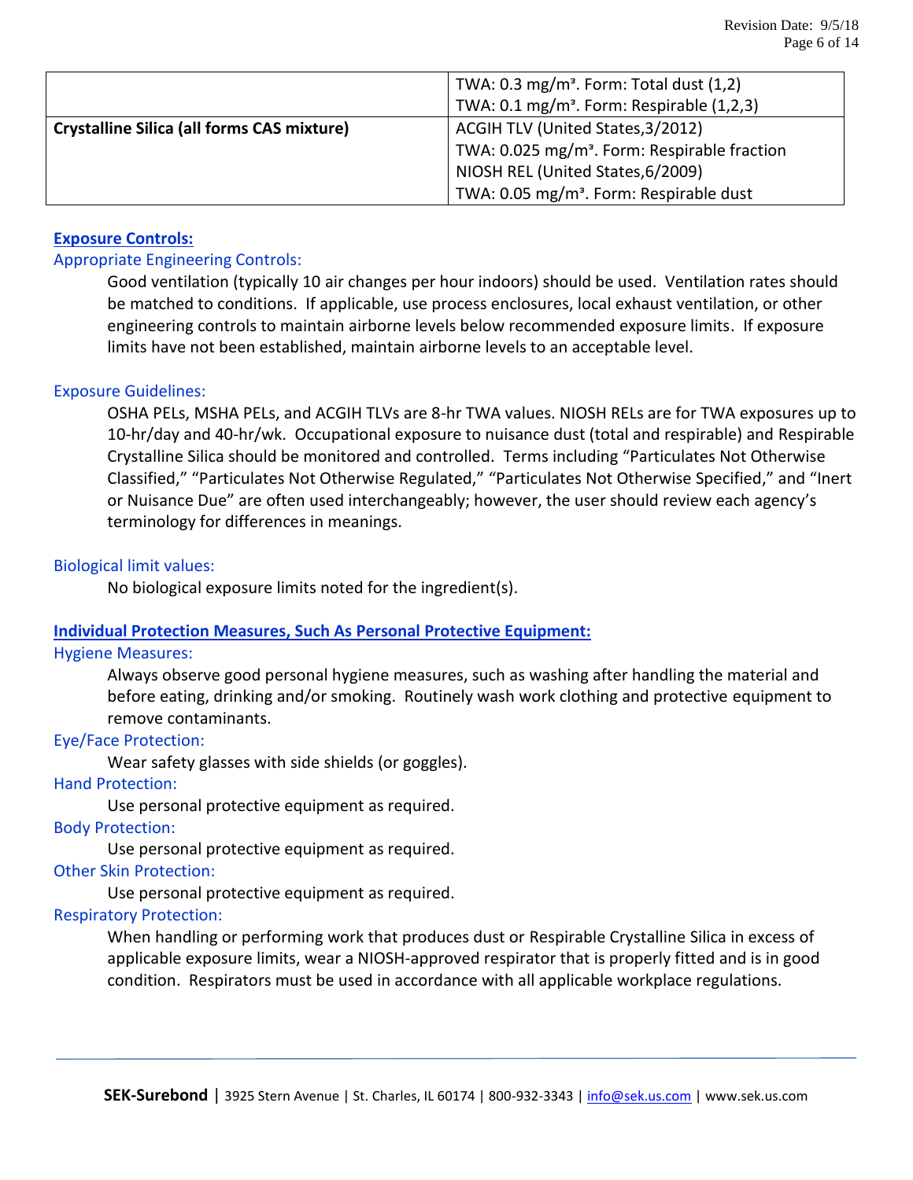| | |
|---|---|
| | TWA: 0.3 mg/m³. Form: Total dust (1,2)<br>TWA: 0.1 mg/m³. Form: Respirable (1,2,3) |
| **Crystalline Silica (all forms CAS mixture)** | ACGIH TLV (United States,3/2012)<br>TWA: 0.025 mg/m³. Form: Respirable fraction<br>NIOSH REL (United States,6/2009)<br>TWA: 0.05 mg/m³. Form: Respirable dust |

## Exposure Controls:

### Appropriate Engineering Controls:

Good ventilation (typically 10 air changes per hour indoors) should be used. Ventilation rates should be matched to conditions. If applicable, use process enclosures, local exhaust ventilation, or other engineering controls to maintain airborne levels below recommended exposure limits. If exposure limits have not been established, maintain airborne levels to an acceptable level.

### Exposure Guidelines:

OSHA PELs, MSHA PELs, and ACGIH TLVs are 8-hr TWA values. NIOSH RELs are for TWA exposures up to 10-hr/day and 40-hr/wk. Occupational exposure to nuisance dust (total and respirable) and Respirable Crystalline Silica should be monitored and controlled. Terms including "Particulates Not Otherwise Classified," "Particulates Not Otherwise Regulated," "Particulates Not Otherwise Specified," and "Inert or Nuisance Due" are often used interchangeably; however, the user should review each agency's terminology for differences in meanings.

### Biological limit values:

No biological exposure limits noted for the ingredient(s).

## Individual Protection Measures, Such As Personal Protective Equipment:

### Hygiene Measures:

Always observe good personal hygiene measures, such as washing after handling the material and before eating, drinking and/or smoking. Routinely wash work clothing and protective equipment to remove contaminants.

### Eye/Face Protection:

Wear safety glasses with side shields (or goggles).

### Hand Protection:

Use personal protective equipment as required.

### Body Protection:

Use personal protective equipment as required.

### Other Skin Protection:

Use personal protective equipment as required.

### Respiratory Protection:

When handling or performing work that produces dust or Respirable Crystalline Silica in excess of applicable exposure limits, wear a NIOSH-approved respirator that is properly fitted and is in good condition. Respirators must be used in accordance with all applicable workplace regulations.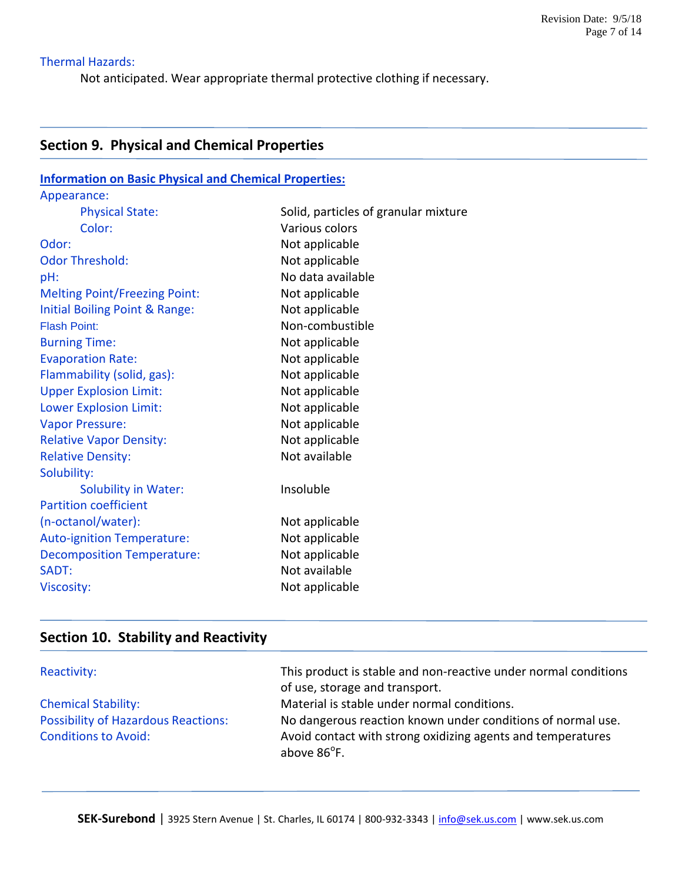**Thermal Hazards:**

Not anticipated. Wear appropriate thermal protective clothing if necessary.

## Section 9. Physical and Chemical Properties

**Information on Basic Physical and Chemical Properties:**

| Property | Value |
|---|---|
| Appearance: | |
| Physical State: | Solid, particles of granular mixture |
| Color: | Various colors |
| Odor: | Not applicable |
| Odor Threshold: | Not applicable |
| pH: | No data available |
| Melting Point/Freezing Point: | Not applicable |
| Initial Boiling Point & Range: | Not applicable |
| Flash Point: | Non-combustible |
| Burning Time: | Not applicable |
| Evaporation Rate: | Not applicable |
| Flammability (solid, gas): | Not applicable |
| Upper Explosion Limit: | Not applicable |
| Lower Explosion Limit: | Not applicable |
| Vapor Pressure: | Not applicable |
| Relative Vapor Density: | Not applicable |
| Relative Density: | Not available |
| Solubility: | |
| Solubility in Water: | Insoluble |
| Partition coefficient (n-octanol/water): | Not applicable |
| Auto-ignition Temperature: | Not applicable |
| Decomposition Temperature: | Not applicable |
| SADT: | Not available |
| Viscosity: | Not applicable |

## Section 10. Stability and Reactivity

| Property | Value |
|---|---|
| Reactivity: | This product is stable and non-reactive under normal conditions of use, storage and transport. |
| Chemical Stability: | Material is stable under normal conditions. |
| Possibility of Hazardous Reactions: | No dangerous reaction known under conditions of normal use. |
| Conditions to Avoid: | Avoid contact with strong oxidizing agents and temperatures above 86°F. |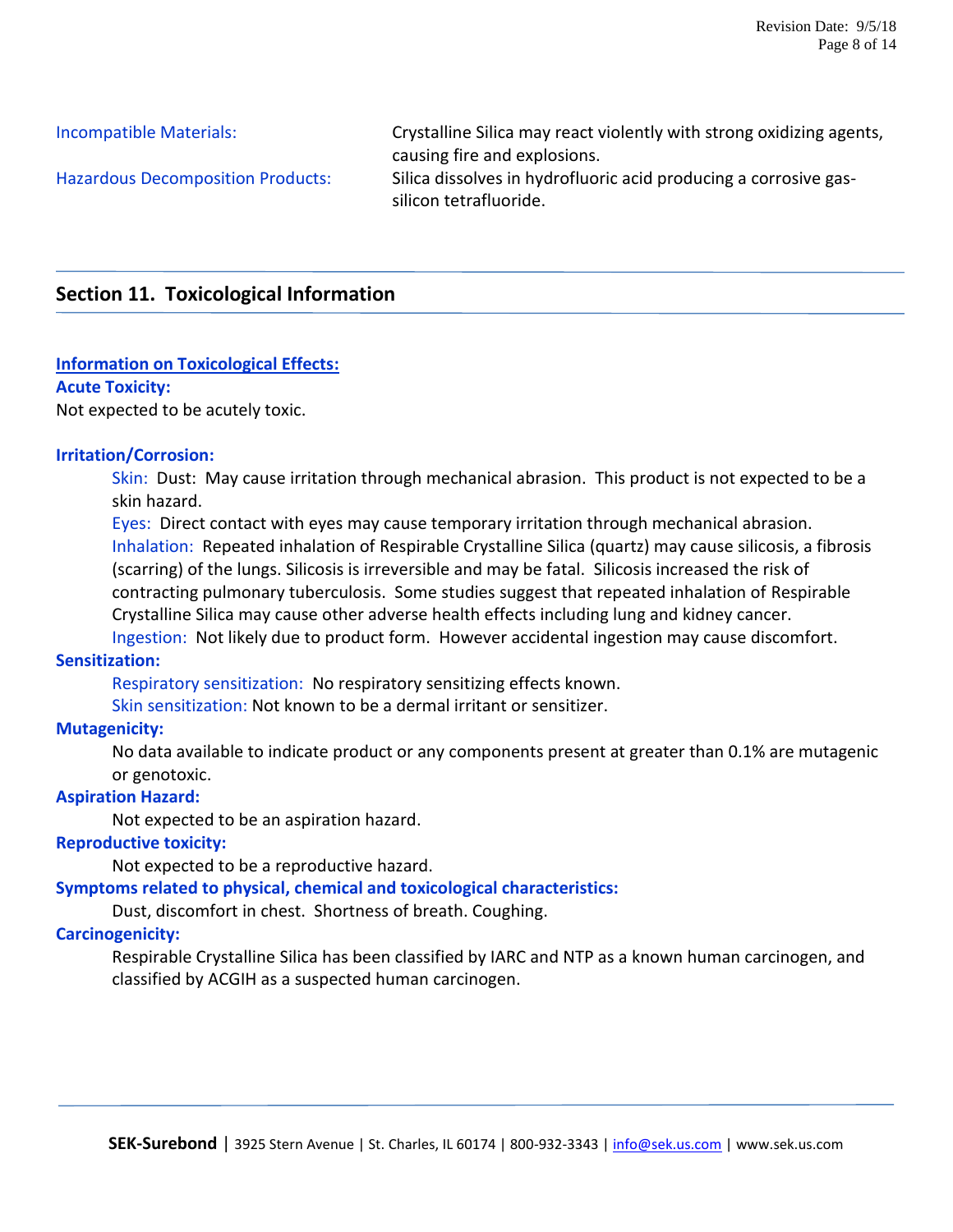**Incompatible Materials:** Crystalline Silica may react violently with strong oxidizing agents, causing fire and explosions.

**Hazardous Decomposition Products:** Silica dissolves in hydrofluoric acid producing a corrosive gas-silicon tetrafluoride.

## Section 11. Toxicological Information

**Information on Toxicological Effects:**

**Acute Toxicity:**

Not expected to be acutely toxic.

**Irritation/Corrosion:**

Skin: Dust: May cause irritation through mechanical abrasion. This product is not expected to be a skin hazard.

Eyes: Direct contact with eyes may cause temporary irritation through mechanical abrasion.

Inhalation: Repeated inhalation of Respirable Crystalline Silica (quartz) may cause silicosis, a fibrosis (scarring) of the lungs. Silicosis is irreversible and may be fatal. Silicosis increased the risk of contracting pulmonary tuberculosis. Some studies suggest that repeated inhalation of Respirable Crystalline Silica may cause other adverse health effects including lung and kidney cancer.

Ingestion: Not likely due to product form. However accidental ingestion may cause discomfort.

**Sensitization:**

Respiratory sensitization: No respiratory sensitizing effects known.

Skin sensitization: Not known to be a dermal irritant or sensitizer.

**Mutagenicity:**

No data available to indicate product or any components present at greater than 0.1% are mutagenic or genotoxic.

**Aspiration Hazard:**

Not expected to be an aspiration hazard.

**Reproductive toxicity:**

Not expected to be a reproductive hazard.

**Symptoms related to physical, chemical and toxicological characteristics:**

Dust, discomfort in chest. Shortness of breath. Coughing.

**Carcinogenicity:**

Respirable Crystalline Silica has been classified by IARC and NTP as a known human carcinogen, and classified by ACGIH as a suspected human carcinogen.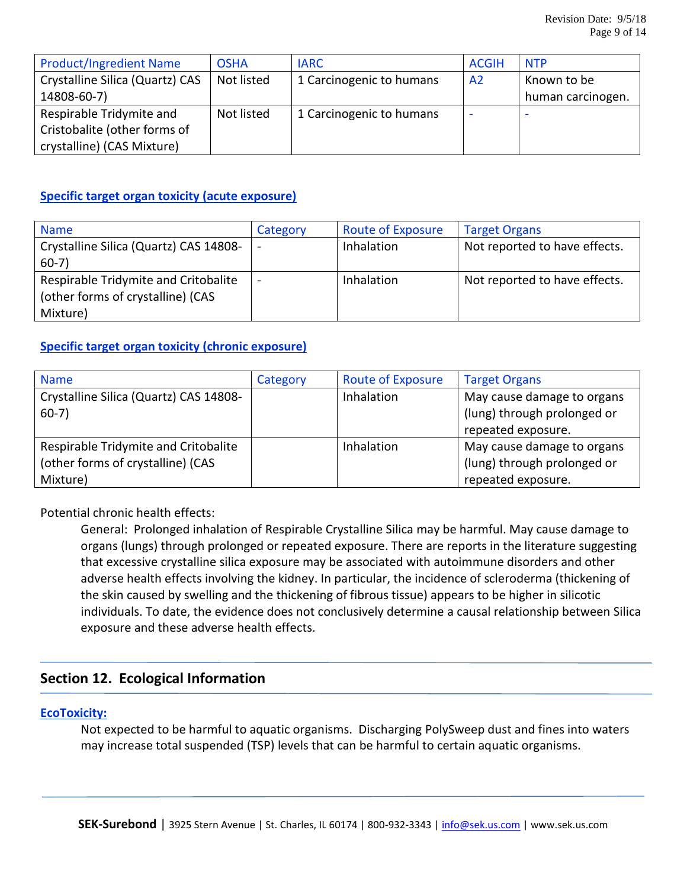| Product/Ingredient Name | OSHA | IARC | ACGIH | NTP |
|---|---|---|---|---|
| Crystalline Silica (Quartz) CAS 14808-60-7) | Not listed | 1 Carcinogenic to humans | A2 | Known to be human carcinogen. |
| Respirable Tridymite and Cristobalite (other forms of crystalline) (CAS Mixture) | Not listed | 1 Carcinogenic to humans | - | - |

### Specific target organ toxicity (acute exposure)

| Name | Category | Route of Exposure | Target Organs |
|---|---|---|---|
| Crystalline Silica (Quartz) CAS 14808-60-7) | - | Inhalation | Not reported to have effects. |
| Respirable Tridymite and Critobalite (other forms of crystalline) (CAS Mixture) | - | Inhalation | Not reported to have effects. |

### Specific target organ toxicity (chronic exposure)

| Name | Category | Route of Exposure | Target Organs |
|---|---|---|---|
| Crystalline Silica (Quartz) CAS 14808-60-7) | | Inhalation | May cause damage to organs (lung) through prolonged or repeated exposure. |
| Respirable Tridymite and Critobalite (other forms of crystalline) (CAS Mixture) | | Inhalation | May cause damage to organs (lung) through prolonged or repeated exposure. |

Potential chronic health effects:

General: Prolonged inhalation of Respirable Crystalline Silica may be harmful. May cause damage to organs (lungs) through prolonged or repeated exposure. There are reports in the literature suggesting that excessive crystalline silica exposure may be associated with autoimmune disorders and other adverse health effects involving the kidney. In particular, the incidence of scleroderma (thickening of the skin caused by swelling and the thickening of fibrous tissue) appears to be higher in silicotic individuals. To date, the evidence does not conclusively determine a causal relationship between Silica exposure and these adverse health effects.

## Section 12. Ecological Information

### EcoToxicity:

Not expected to be harmful to aquatic organisms. Discharging PolySweep dust and fines into waters may increase total suspended (TSP) levels that can be harmful to certain aquatic organisms.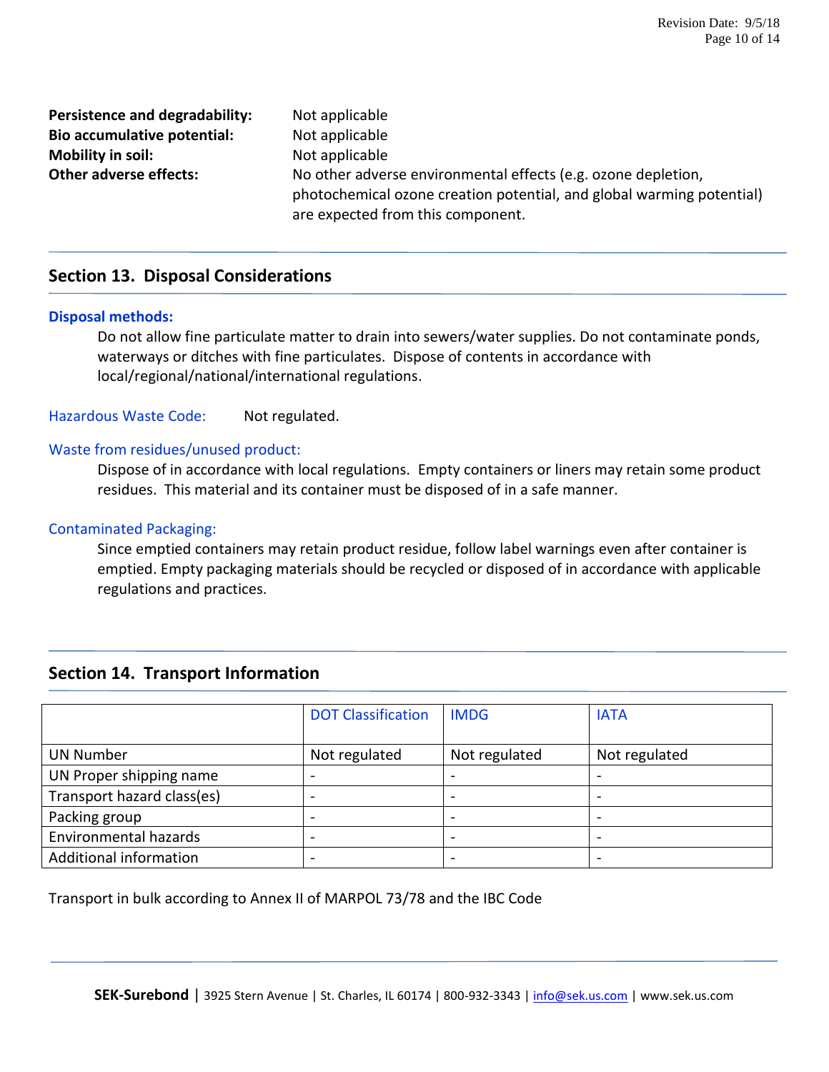**Persistence and degradability:** Not applicable
**Bio accumulative potential:** Not applicable
**Mobility in soil:** Not applicable
**Other adverse effects:** No other adverse environmental effects (e.g. ozone depletion, photochemical ozone creation potential, and global warming potential) are expected from this component.

## Section 13. Disposal Considerations

**Disposal methods:**

Do not allow fine particulate matter to drain into sewers/water supplies. Do not contaminate ponds, waterways or ditches with fine particulates. Dispose of contents in accordance with local/regional/national/international regulations.

Hazardous Waste Code: Not regulated.

Waste from residues/unused product:

Dispose of in accordance with local regulations. Empty containers or liners may retain some product residues. This material and its container must be disposed of in a safe manner.

Contaminated Packaging:

Since emptied containers may retain product residue, follow label warnings even after container is emptied. Empty packaging materials should be recycled or disposed of in accordance with applicable regulations and practices.

## Section 14. Transport Information

| | DOT Classification | IMDG | IATA |
|---|---|---|---|
| UN Number | Not regulated | Not regulated | Not regulated |
| UN Proper shipping name | - | - | - |
| Transport hazard class(es) | - | - | - |
| Packing group | - | - | - |
| Environmental hazards | - | - | - |
| Additional information | - | - | - |

Transport in bulk according to Annex II of MARPOL 73/78 and the IBC Code

**SEK-Surebond** | 3925 Stern Avenue | St. Charles, IL 60174 | 800-932-3343 | info@sek.us.com | www.sek.us.com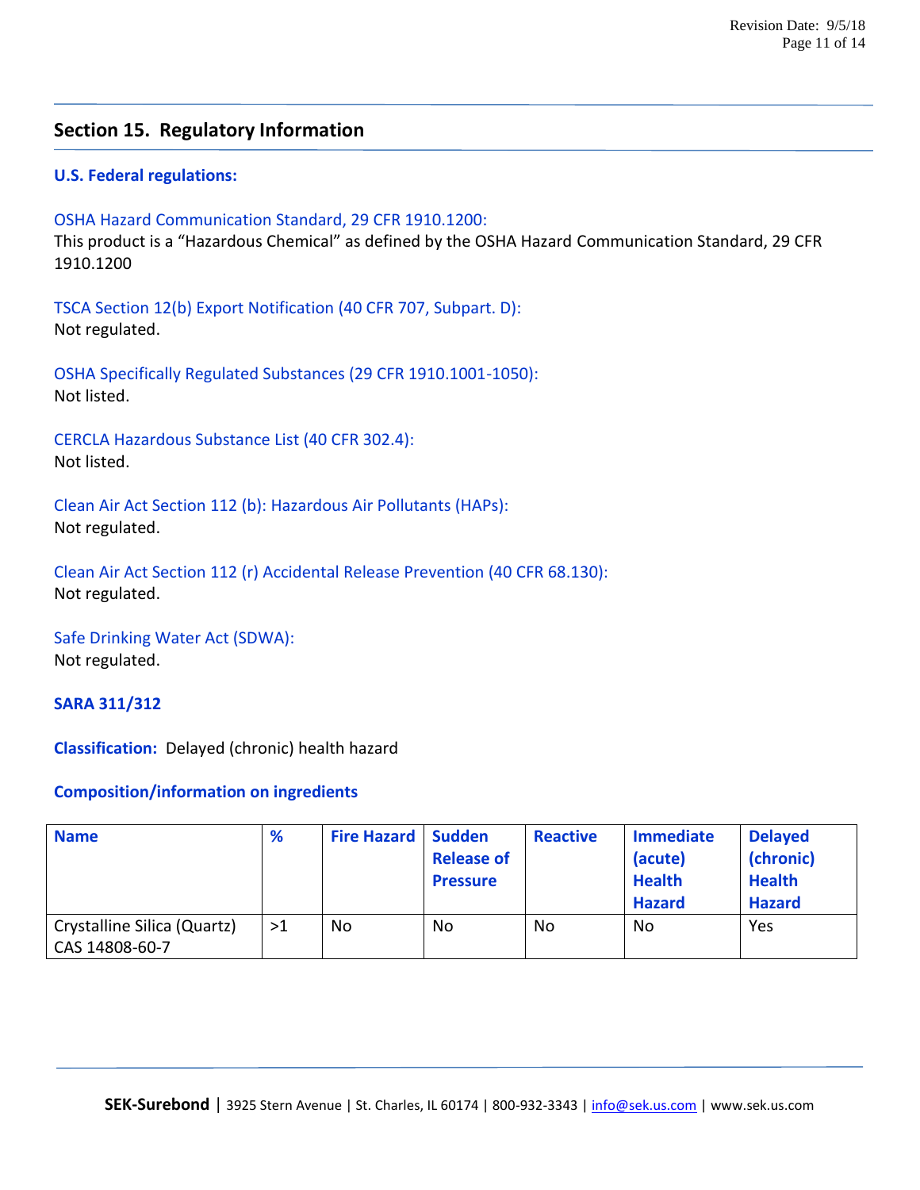## Section 15. Regulatory Information

### U.S. Federal regulations:

OSHA Hazard Communication Standard, 29 CFR 1910.1200:
This product is a "Hazardous Chemical" as defined by the OSHA Hazard Communication Standard, 29 CFR 1910.1200

TSCA Section 12(b) Export Notification (40 CFR 707, Subpart. D):
Not regulated.

OSHA Specifically Regulated Substances (29 CFR 1910.1001-1050):
Not listed.

CERCLA Hazardous Substance List (40 CFR 302.4):
Not listed.

Clean Air Act Section 112 (b): Hazardous Air Pollutants (HAPs):
Not regulated.

Clean Air Act Section 112 (r) Accidental Release Prevention (40 CFR 68.130):
Not regulated.

Safe Drinking Water Act (SDWA):
Not regulated.

**SARA 311/312**

**Classification:** Delayed (chronic) health hazard

**Composition/information on ingredients**

| Name | % | Fire Hazard | Sudden Release of Pressure | Reactive | Immediate (acute) Health Hazard | Delayed (chronic) Health Hazard |
|---|---|---|---|---|---|---|
| Crystalline Silica (Quartz) CAS 14808-60-7 | >1 | No | No | No | No | Yes |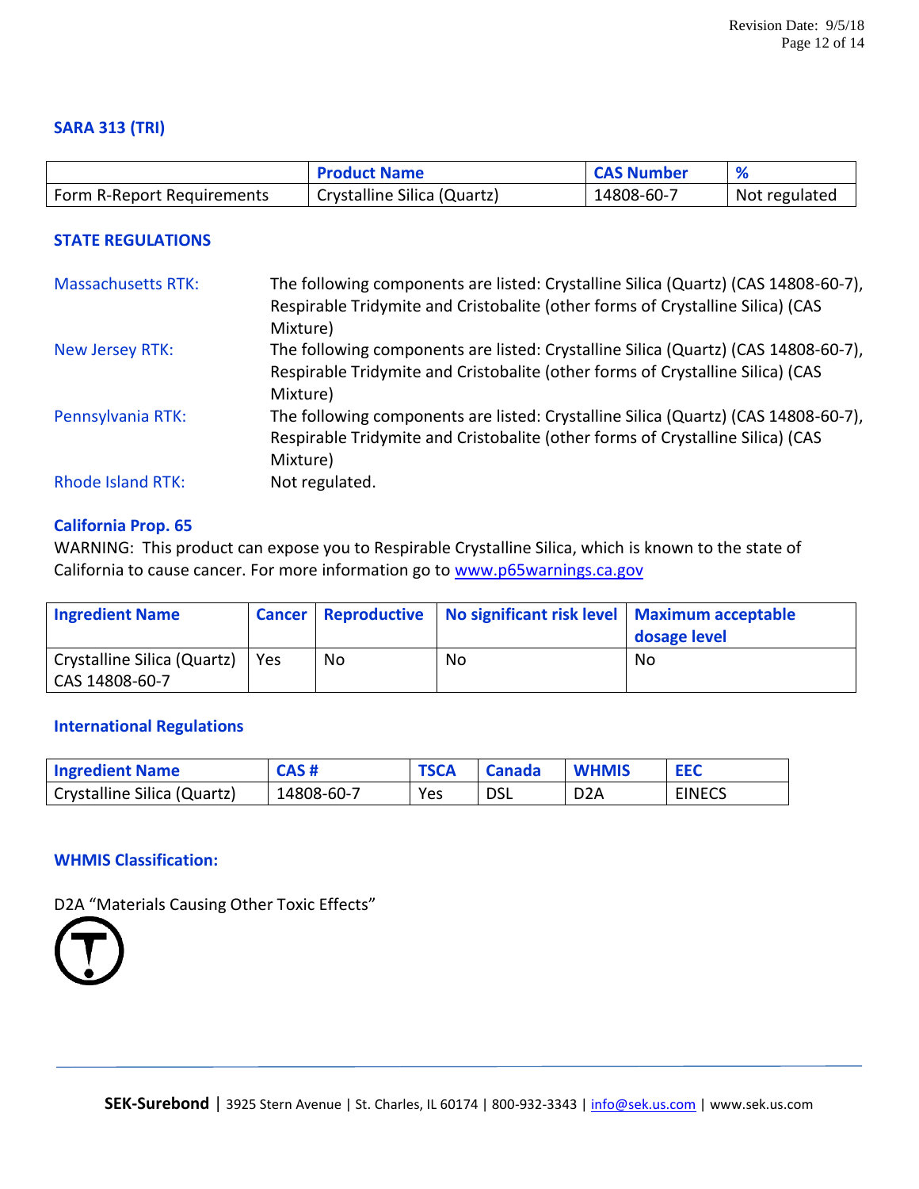### SARA 313 (TRI)

| | Product Name | CAS Number | % |
|---|---|---|---|
| Form R-Report Requirements | Crystalline Silica (Quartz) | 14808-60-7 | Not regulated |

### STATE REGULATIONS

Massachusetts RTK: The following components are listed: Crystalline Silica (Quartz) (CAS 14808-60-7), Respirable Tridymite and Cristobalite (other forms of Crystalline Silica) (CAS Mixture)

New Jersey RTK: The following components are listed: Crystalline Silica (Quartz) (CAS 14808-60-7), Respirable Tridymite and Cristobalite (other forms of Crystalline Silica) (CAS Mixture)

Pennsylvania RTK: The following components are listed: Crystalline Silica (Quartz) (CAS 14808-60-7), Respirable Tridymite and Cristobalite (other forms of Crystalline Silica) (CAS Mixture)

Rhode Island RTK: Not regulated.

### California Prop. 65

WARNING: This product can expose you to Respirable Crystalline Silica, which is known to the state of California to cause cancer. For more information go to www.p65warnings.ca.gov

| Ingredient Name | Cancer | Reproductive | No significant risk level | Maximum acceptable dosage level |
|---|---|---|---|---|
| Crystalline Silica (Quartz) CAS 14808-60-7 | Yes | No | No | No |

### International Regulations

| Ingredient Name | CAS # | TSCA | Canada | WHMIS | EEC |
|---|---|---|---|---|---|
| Crystalline Silica (Quartz) | 14808-60-7 | Yes | DSL | D2A | EINECS |

### WHMIS Classification:

D2A "Materials Causing Other Toxic Effects"

**SEK-Surebond** | 3925 Stern Avenue | St. Charles, IL 60174 | 800-932-3343 | info@sek.us.com | www.sek.us.com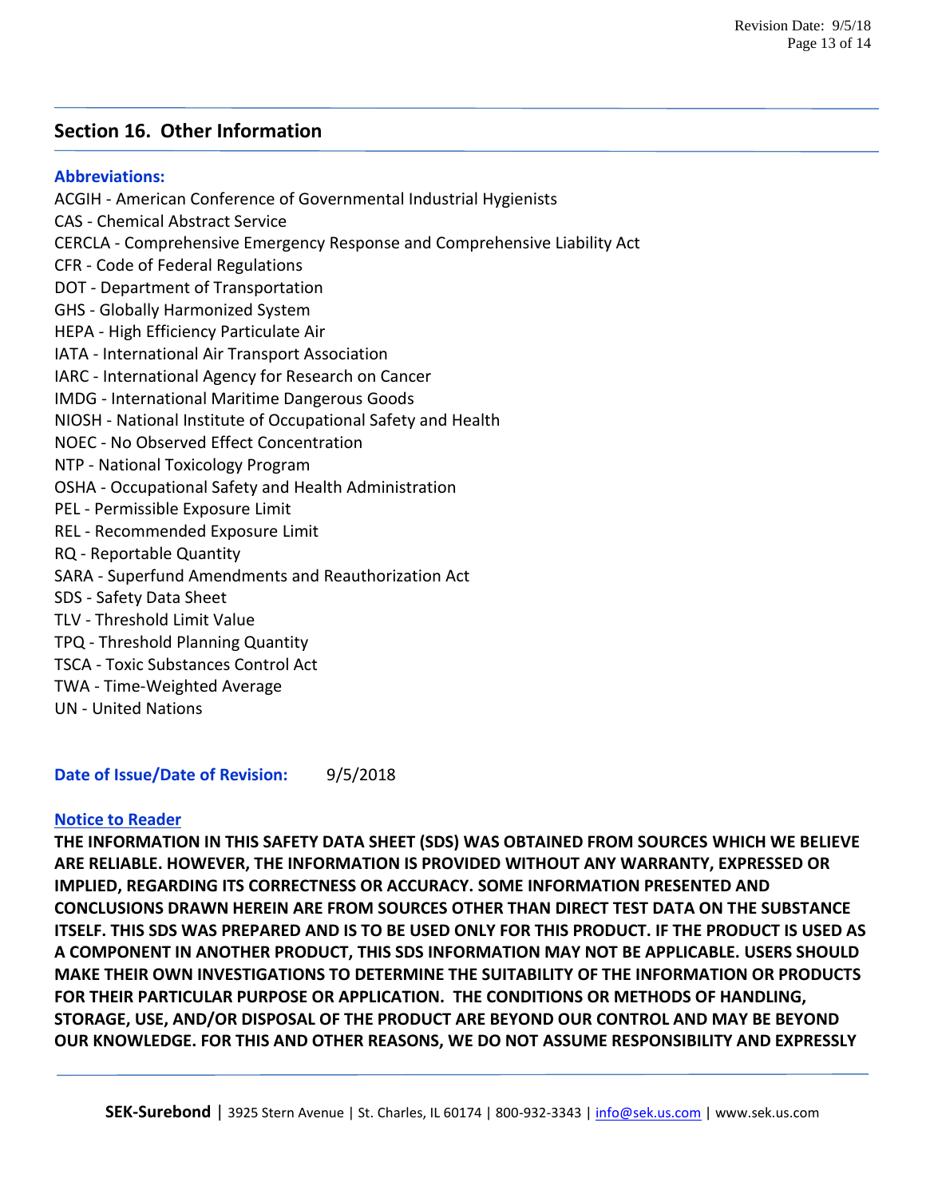## Section 16. Other Information

**Abbreviations:**

ACGIH - American Conference of Governmental Industrial Hygienists
CAS - Chemical Abstract Service
CERCLA - Comprehensive Emergency Response and Comprehensive Liability Act
CFR - Code of Federal Regulations
DOT - Department of Transportation
GHS - Globally Harmonized System
HEPA - High Efficiency Particulate Air
IATA - International Air Transport Association
IARC - International Agency for Research on Cancer
IMDG - International Maritime Dangerous Goods
NIOSH - National Institute of Occupational Safety and Health
NOEC - No Observed Effect Concentration
NTP - National Toxicology Program
OSHA - Occupational Safety and Health Administration
PEL - Permissible Exposure Limit
REL - Recommended Exposure Limit
RQ - Reportable Quantity
SARA - Superfund Amendments and Reauthorization Act
SDS - Safety Data Sheet
TLV - Threshold Limit Value
TPQ - Threshold Planning Quantity
TSCA - Toxic Substances Control Act
TWA - Time-Weighted Average
UN - United Nations

**Date of Issue/Date of Revision:** 9/5/2018

**Notice to Reader**

**THE INFORMATION IN THIS SAFETY DATA SHEET (SDS) WAS OBTAINED FROM SOURCES WHICH WE BELIEVE ARE RELIABLE. HOWEVER, THE INFORMATION IS PROVIDED WITHOUT ANY WARRANTY, EXPRESSED OR IMPLIED, REGARDING ITS CORRECTNESS OR ACCURACY. SOME INFORMATION PRESENTED AND CONCLUSIONS DRAWN HEREIN ARE FROM SOURCES OTHER THAN DIRECT TEST DATA ON THE SUBSTANCE ITSELF. THIS SDS WAS PREPARED AND IS TO BE USED ONLY FOR THIS PRODUCT. IF THE PRODUCT IS USED AS A COMPONENT IN ANOTHER PRODUCT, THIS SDS INFORMATION MAY NOT BE APPLICABLE. USERS SHOULD MAKE THEIR OWN INVESTIGATIONS TO DETERMINE THE SUITABILITY OF THE INFORMATION OR PRODUCTS FOR THEIR PARTICULAR PURPOSE OR APPLICATION. THE CONDITIONS OR METHODS OF HANDLING, STORAGE, USE, AND/OR DISPOSAL OF THE PRODUCT ARE BEYOND OUR CONTROL AND MAY BE BEYOND OUR KNOWLEDGE. FOR THIS AND OTHER REASONS, WE DO NOT ASSUME RESPONSIBILITY AND EXPRESSLY**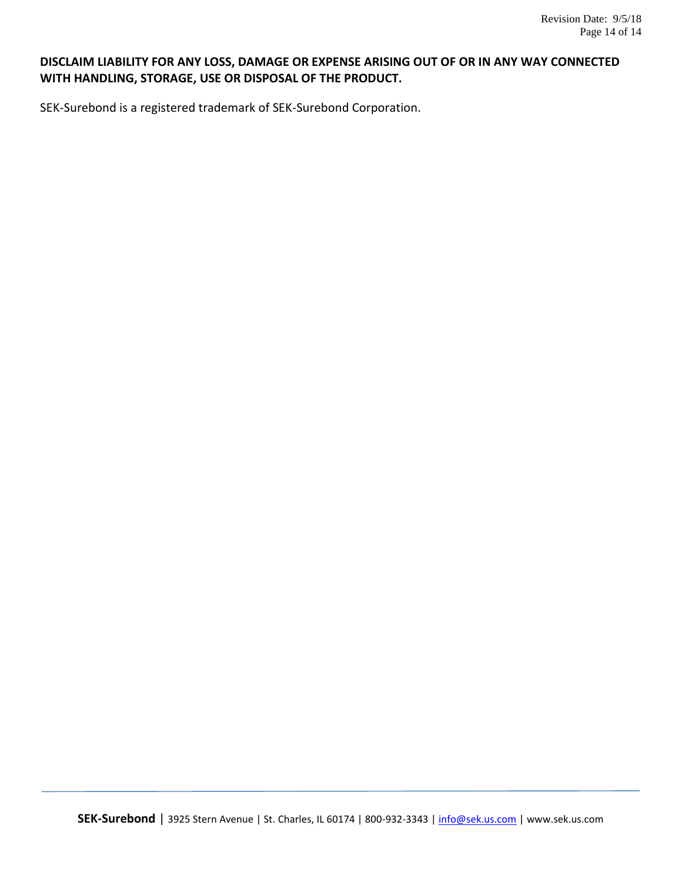**DISCLAIM LIABILITY FOR ANY LOSS, DAMAGE OR EXPENSE ARISING OUT OF OR IN ANY WAY CONNECTED WITH HANDLING, STORAGE, USE OR DISPOSAL OF THE PRODUCT.**

SEK-Surebond is a registered trademark of SEK-Surebond Corporation.